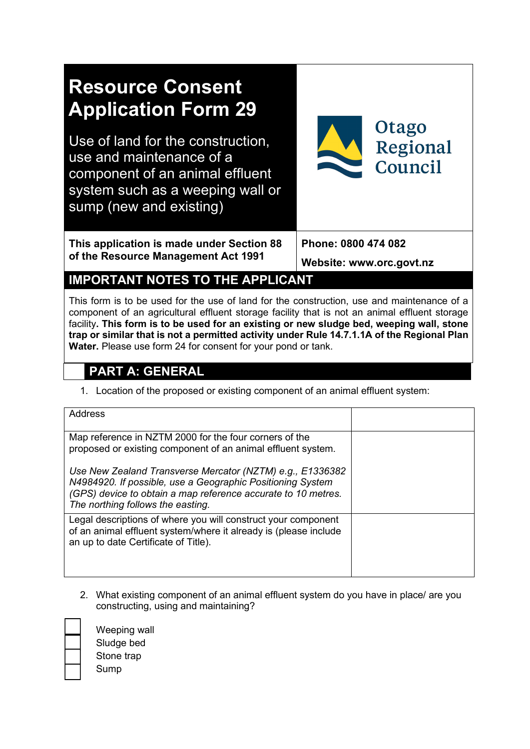# Resource Consent Application Form 29

## Use of land for the construction, use and maintenance of a component of an animal effluent system such as a weeping wall or sump (new and existing)

Otago Regional Council

**This application is made under Section 88 of the Resource Management Act 1991**

**Phone: 0800 474 082**

**Website: www.orc.govt.nz**

## IMPORTANT NOTES TO THE APPLICANT

This form is to be used for the use of land for the construction, use and maintenance of a component of an agricultural effluent storage facility that is not an animal effluent storage facility**. This form is to be used for an existing or new sludge bed, weeping wall, stone trap or similar that is not a permitted activity under Rule 14.7.1.1A of the Regional Plan Water.** Please use form 24 for consent for your pond or tank.

## PART A: GENERAL

1. Location of the proposed or existing component of an animal effluent system:

| | |
|---|---|
| Address | |
| Map reference in NZTM 2000 for the four corners of the proposed or existing component of an animal effluent system.<br><br>*Use New Zealand Transverse Mercator (NZTM) e.g., E1336382 N4984920. If possible, use a Geographic Positioning System (GPS) device to obtain a map reference accurate to 10 metres. The northing follows the easting.* | |
| Legal descriptions of where you will construct your component of an animal effluent system/where it already is (please include an up to date Certificate of Title). | |

2. What existing component of an animal effluent system do you have in place/ are you constructing, using and maintaining?

- ☐ Weeping wall
- ☐ Sludge bed
- ☐ Stone trap
- ☐ Sump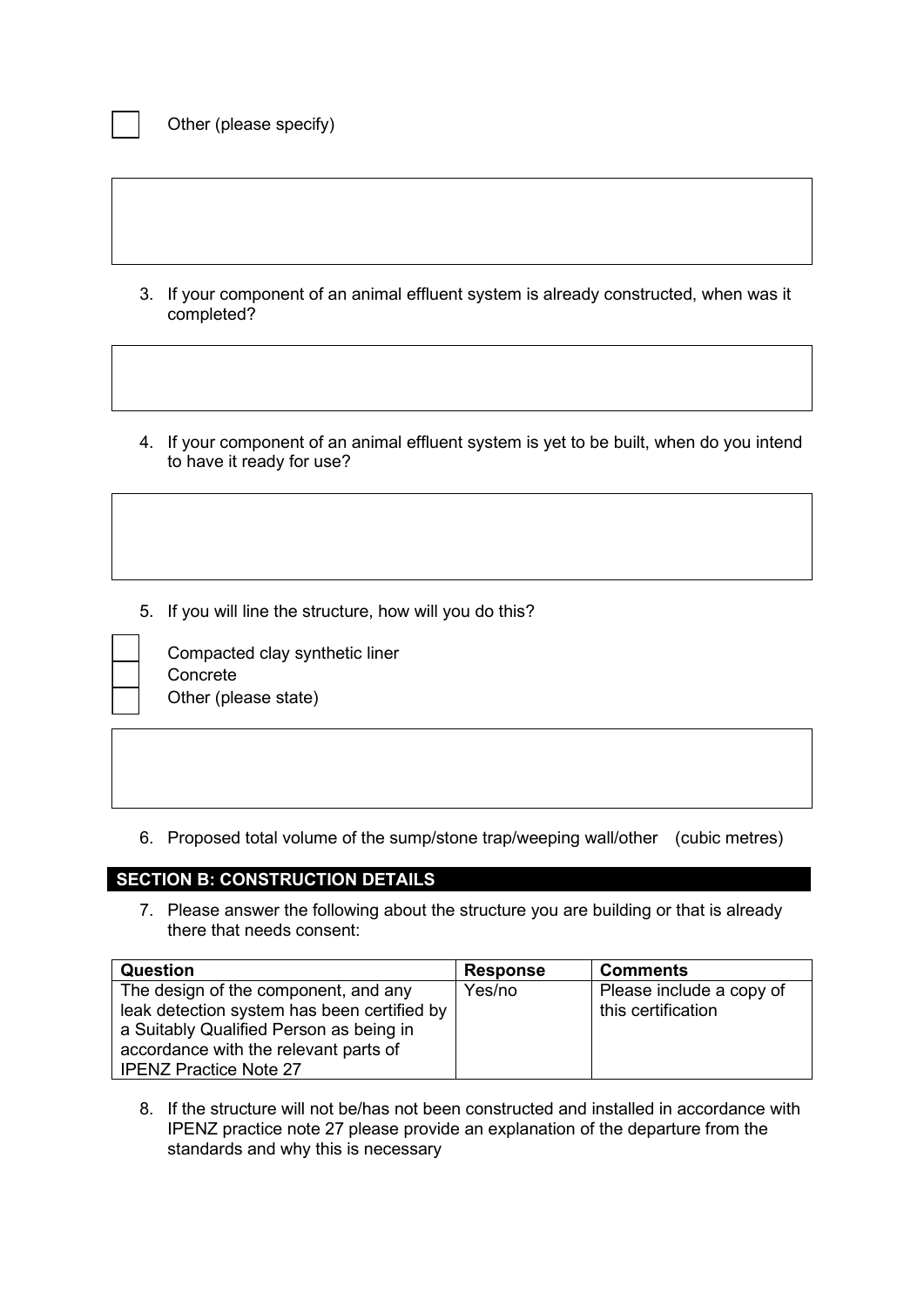- [ ] Other (please specify)

3. If your component of an animal effluent system is already constructed, when was it completed?

4. If your component of an animal effluent system is yet to be built, when do you intend to have it ready for use?

5. If you will line the structure, how will you do this?

- [ ] Compacted clay synthetic liner
- [ ] Concrete
- [ ] Other (please state)

6. Proposed total volume of the sump/stone trap/weeping wall/other (cubic metres)

## SECTION B: CONSTRUCTION DETAILS

7. Please answer the following about the structure you are building or that is already there that needs consent:

| Question | Response | Comments |
|---|---|---|
| The design of the component, and any leak detection system has been certified by a Suitably Qualified Person as being in accordance with the relevant parts of IPENZ Practice Note 27 | Yes/no | Please include a copy of this certification |

8. If the structure will not be/has not been constructed and installed in accordance with IPENZ practice note 27 please provide an explanation of the departure from the standards and why this is necessary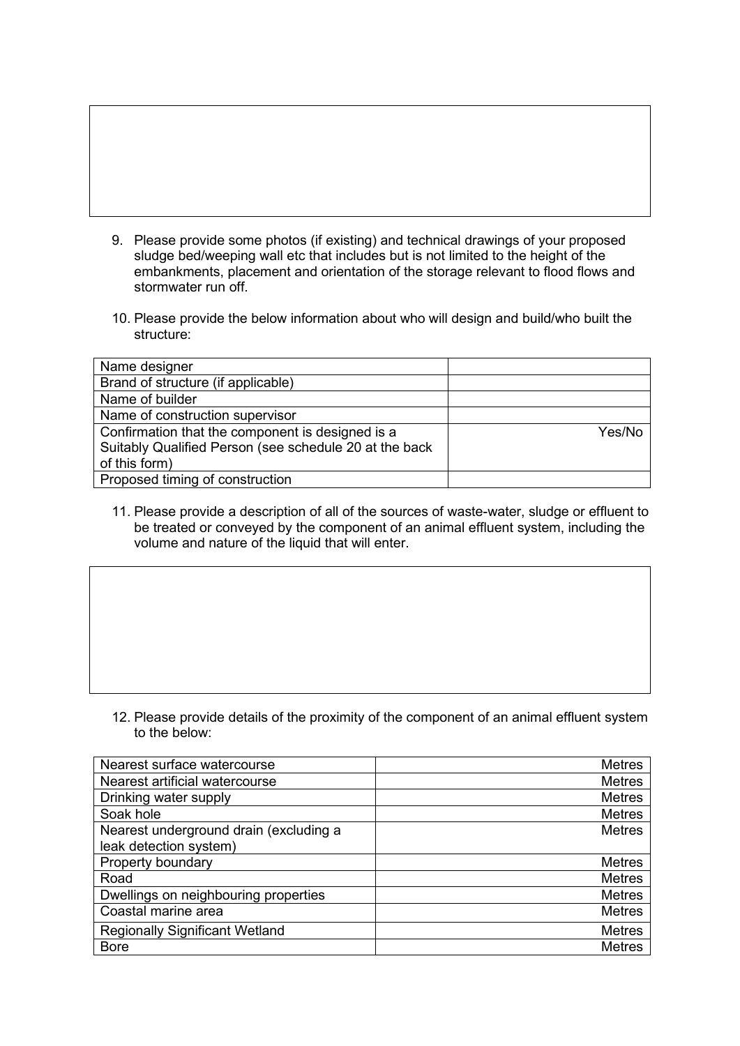9. Please provide some photos (if existing) and technical drawings of your proposed sludge bed/weeping wall etc that includes but is not limited to the height of the embankments, placement and orientation of the storage relevant to flood flows and stormwater run off.

10. Please provide the below information about who will design and build/who built the structure:

| Name designer | |
|---|---|
| Brand of structure (if applicable) | |
| Name of builder | |
| Name of construction supervisor | |
| Confirmation that the component is designed is a Suitably Qualified Person (see schedule 20 at the back of this form) | Yes/No |
| Proposed timing of construction | |

11. Please provide a description of all of the sources of waste-water, sludge or effluent to be treated or conveyed by the component of an animal effluent system, including the volume and nature of the liquid that will enter.

12. Please provide details of the proximity of the component of an animal effluent system to the below:

| Nearest surface watercourse | Metres |
|---|---|
| Nearest artificial watercourse | Metres |
| Drinking water supply | Metres |
| Soak hole | Metres |
| Nearest underground drain (excluding a leak detection system) | Metres |
| Property boundary | Metres |
| Road | Metres |
| Dwellings on neighbouring properties | Metres |
| Coastal marine area | Metres |
| Regionally Significant Wetland | Metres |
| Bore | Metres |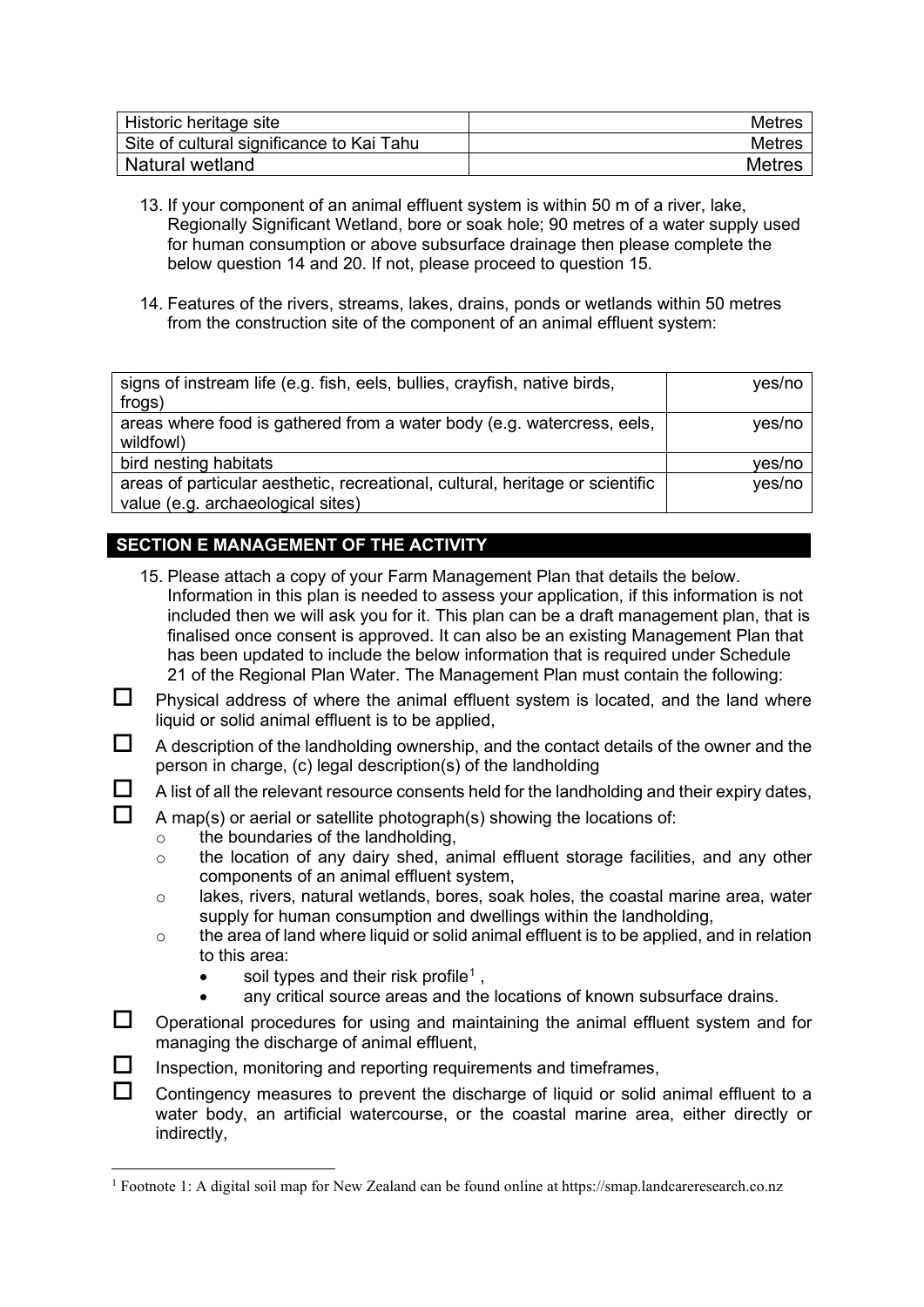| Historic heritage site | Metres |
| --- | --- |
| Site of cultural significance to Kai Tahu | Metres |
| Natural wetland | Metres |

13. If your component of an animal effluent system is within 50 m of a river, lake, Regionally Significant Wetland, bore or soak hole; 90 metres of a water supply used for human consumption or above subsurface drainage then please complete the below question 14 and 20. If not, please proceed to question 15.

14. Features of the rivers, streams, lakes, drains, ponds or wetlands within 50 metres from the construction site of the component of an animal effluent system:

| signs of instream life (e.g. fish, eels, bullies, crayfish, native birds, frogs) | yes/no |
| --- | --- |
| areas where food is gathered from a water body (e.g. watercress, eels, wildfowl) | yes/no |
| bird nesting habitats | yes/no |
| areas of particular aesthetic, recreational, cultural, heritage or scientific value (e.g. archaeological sites) | yes/no |

## SECTION E MANAGEMENT OF THE ACTIVITY

15. Please attach a copy of your Farm Management Plan that details the below. Information in this plan is needed to assess your application, if this information is not included then we will ask you for it. This plan can be a draft management plan, that is finalised once consent is approved. It can also be an existing Management Plan that has been updated to include the below information that is required under Schedule 21 of the Regional Plan Water. The Management Plan must contain the following:

- ☐ Physical address of where the animal effluent system is located, and the land where liquid or solid animal effluent is to be applied,
- ☐ A description of the landholding ownership, and the contact details of the owner and the person in charge, (c) legal description(s) of the landholding
- ☐ A list of all the relevant resource consents held for the landholding and their expiry dates,
- ☐ A map(s) or aerial or satellite photograph(s) showing the locations of:
  - o the boundaries of the landholding,
  - o the location of any dairy shed, animal effluent storage facilities, and any other components of an animal effluent system,
  - o lakes, rivers, natural wetlands, bores, soak holes, the coastal marine area, water supply for human consumption and dwellings within the landholding,
  - o the area of land where liquid or solid animal effluent is to be applied, and in relation to this area:
    - soil types and their risk profile[1] ,
    - any critical source areas and the locations of known subsurface drains.
- ☐ Operational procedures for using and maintaining the animal effluent system and for managing the discharge of animal effluent,
- ☐ Inspection, monitoring and reporting requirements and timeframes,
- ☐ Contingency measures to prevent the discharge of liquid or solid animal effluent to a water body, an artificial watercourse, or the coastal marine area, either directly or indirectly,

[1] Footnote 1: A digital soil map for New Zealand can be found online at https://smap.landcareresearch.co.nz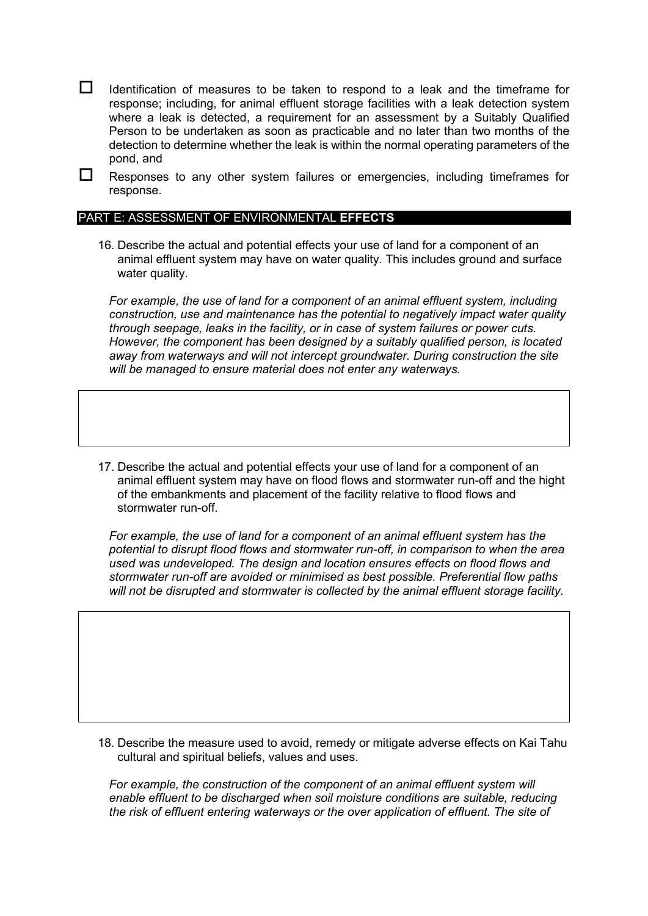- ☐ Identification of measures to be taken to respond to a leak and the timeframe for response; including, for animal effluent storage facilities with a leak detection system where a leak is detected, a requirement for an assessment by a Suitably Qualified Person to be undertaken as soon as practicable and no later than two months of the detection to determine whether the leak is within the normal operating parameters of the pond, and
- ☐ Responses to any other system failures or emergencies, including timeframes for response.

## PART E: ASSESSMENT OF ENVIRONMENTAL **EFFECTS**

16. Describe the actual and potential effects your use of land for a component of an animal effluent system may have on water quality. This includes ground and surface water quality.

*For example, the use of land for a component of an animal effluent system, including construction, use and maintenance has the potential to negatively impact water quality through seepage, leaks in the facility, or in case of system failures or power cuts. However, the component has been designed by a suitably qualified person, is located away from waterways and will not intercept groundwater. During construction the site will be managed to ensure material does not enter any waterways.*

| |
|---|
| |

17. Describe the actual and potential effects your use of land for a component of an animal effluent system may have on flood flows and stormwater run-off and the hight of the embankments and placement of the facility relative to flood flows and stormwater run-off.

*For example, the use of land for a component of an animal effluent system has the potential to disrupt flood flows and stormwater run-off, in comparison to when the area used was undeveloped. The design and location ensures effects on flood flows and stormwater run-off are avoided or minimised as best possible. Preferential flow paths will not be disrupted and stormwater is collected by the animal effluent storage facility.*

| |
|---|
| |

18. Describe the measure used to avoid, remedy or mitigate adverse effects on Kai Tahu cultural and spiritual beliefs, values and uses.

*For example, the construction of the component of an animal effluent system will enable effluent to be discharged when soil moisture conditions are suitable, reducing the risk of effluent entering waterways or the over application of effluent. The site of*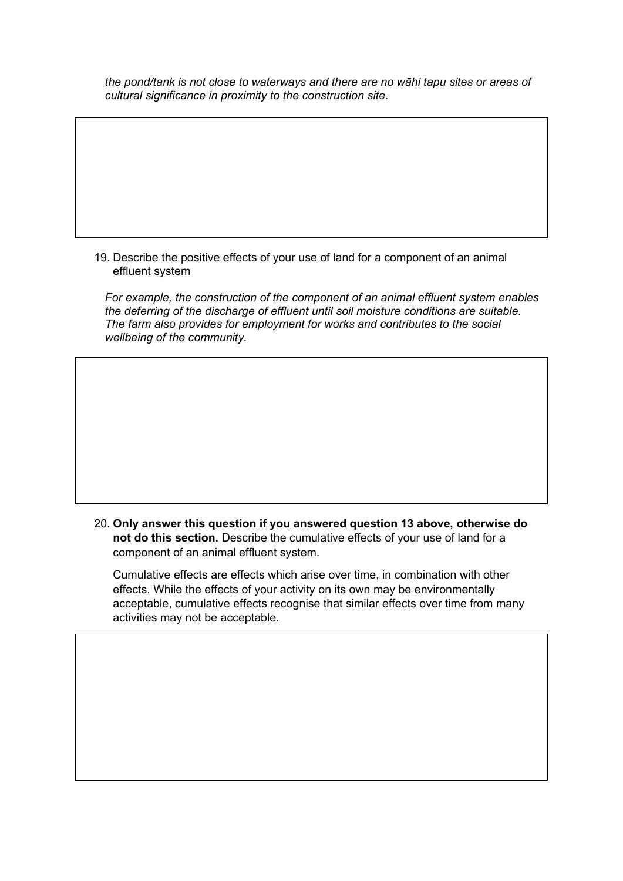*the pond/tank is not close to waterways and there are no wāhi tapu sites or areas of cultural significance in proximity to the construction site.*

19. Describe the positive effects of your use of land for a component of an animal effluent system

*For example, the construction of the component of an animal effluent system enables the deferring of the discharge of effluent until soil moisture conditions are suitable. The farm also provides for employment for works and contributes to the social wellbeing of the community.*

20. **Only answer this question if you answered question 13 above, otherwise do not do this section.** Describe the cumulative effects of your use of land for a component of an animal effluent system.

Cumulative effects are effects which arise over time, in combination with other effects. While the effects of your activity on its own may be environmentally acceptable, cumulative effects recognise that similar effects over time from many activities may not be acceptable.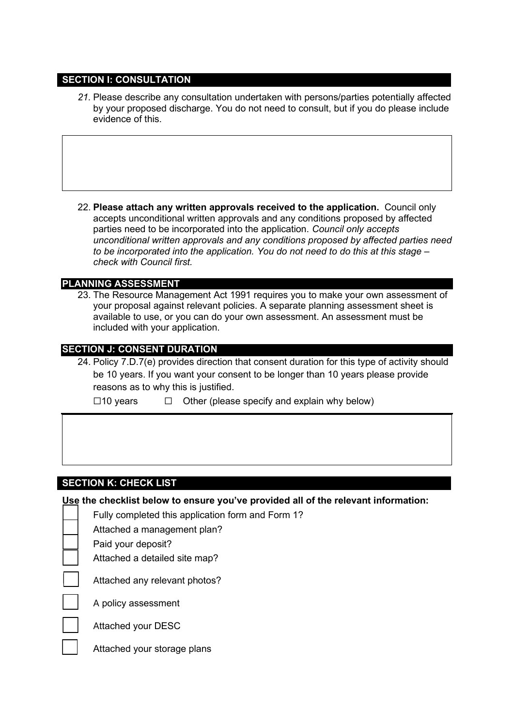## SECTION I: CONSULTATION

*21.* Please describe any consultation undertaken with persons/parties potentially affected by your proposed discharge. You do not need to consult, but if you do please include evidence of this.

22. **Please attach any written approvals received to the application.** Council only accepts unconditional written approvals and any conditions proposed by affected parties need to be incorporated into the application. *Council only accepts unconditional written approvals and any conditions proposed by affected parties need to be incorporated into the application. You do not need to do this at this stage – check with Council first.*

## PLANNING ASSESSMENT

23. The Resource Management Act 1991 requires you to make your own assessment of your proposal against relevant policies. A separate planning assessment sheet is available to use, or you can do your own assessment. An assessment must be included with your application.

## SECTION J: CONSENT DURATION

24. Policy 7.D.7(e) provides direction that consent duration for this type of activity should be 10 years. If you want your consent to be longer than 10 years please provide reasons as to why this is justified.

☐10 years ☐ Other (please specify and explain why below)

## SECTION K: CHECK LIST

**Use the checklist below to ensure you've provided all of the relevant information:**

- ☐ Fully completed this application form and Form 1?
- ☐ Attached a management plan?
- ☐ Paid your deposit?
- ☐ Attached a detailed site map?
- ☐ Attached any relevant photos?
- ☐ A policy assessment
- ☐ Attached your DESC
- ☐ Attached your storage plans